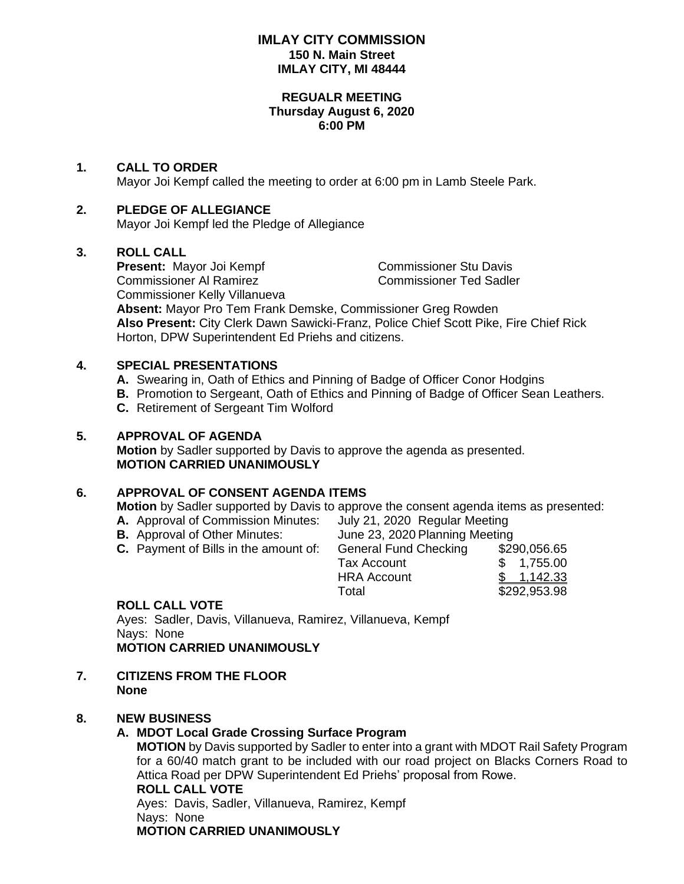# IMLAY CITY COMMISSION
**150 N. Main Street**
**IMLAY CITY, MI 48444**

**REGUALR MEETING**
**Thursday August 6, 2020**
**6:00 PM**

## 1. CALL TO ORDER

Mayor Joi Kempf called the meeting to order at 6:00 pm in Lamb Steele Park.

## 2. PLEDGE OF ALLEGIANCE

Mayor Joi Kempf led the Pledge of Allegiance

## 3. ROLL CALL

**Present:** Mayor Joi Kempf, Commissioner Stu Davis, Commissioner Al Ramirez, Commissioner Ted Sadler, Commissioner Kelly Villanueva

**Absent:** Mayor Pro Tem Frank Demske, Commissioner Greg Rowden

**Also Present:** City Clerk Dawn Sawicki-Franz, Police Chief Scott Pike, Fire Chief Rick Horton, DPW Superintendent Ed Priehs and citizens.

## 4. SPECIAL PRESENTATIONS

- **A.** Swearing in, Oath of Ethics and Pinning of Badge of Officer Conor Hodgins
- **B.** Promotion to Sergeant, Oath of Ethics and Pinning of Badge of Officer Sean Leathers.
- **C.** Retirement of Sergeant Tim Wolford

## 5. APPROVAL OF AGENDA

**Motion** by Sadler supported by Davis to approve the agenda as presented.
**MOTION CARRIED UNANIMOUSLY**

## 6. APPROVAL OF CONSENT AGENDA ITEMS

**Motion** by Sadler supported by Davis to approve the consent agenda items as presented:

| | | |
|---|---|---|
| **A.** Approval of Commission Minutes: | July 21, 2020 Regular Meeting | |
| **B.** Approval of Other Minutes: | June 23, 2020 Planning Meeting | |
| **C.** Payment of Bills in the amount of: | General Fund Checking | $290,056.65 |
| | Tax Account | $ 1,755.00 |
| | HRA Account | $ 1,142.33 |
| | Total | $292,953.98 |

**ROLL CALL VOTE**
Ayes: Sadler, Davis, Villanueva, Ramirez, Villanueva, Kempf
Nays: None
**MOTION CARRIED UNANIMOUSLY**

## 7. CITIZENS FROM THE FLOOR

**None**

## 8. NEW BUSINESS

### A. MDOT Local Grade Crossing Surface Program

**MOTION** by Davis supported by Sadler to enter into a grant with MDOT Rail Safety Program for a 60/40 match grant to be included with our road project on Blacks Corners Road to Attica Road per DPW Superintendent Ed Priehs' proposal from Rowe.

**ROLL CALL VOTE**
Ayes: Davis, Sadler, Villanueva, Ramirez, Kempf
Nays: None
**MOTION CARRIED UNANIMOUSLY**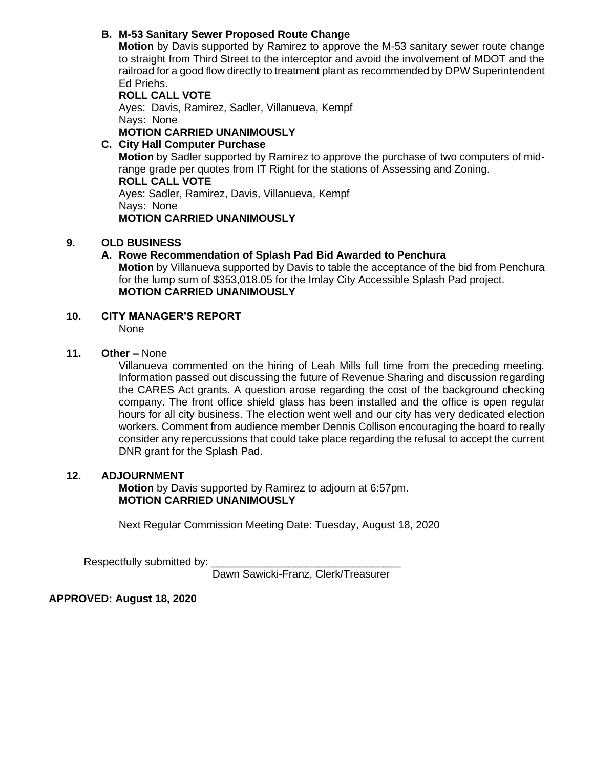**B. M-53 Sanitary Sewer Proposed Route Change**

**Motion** by Davis supported by Ramirez to approve the M-53 sanitary sewer route change to straight from Third Street to the interceptor and avoid the involvement of MDOT and the railroad for a good flow directly to treatment plant as recommended by DPW Superintendent Ed Priehs.

**ROLL CALL VOTE**

Ayes: Davis, Ramirez, Sadler, Villanueva, Kempf
Nays: None

**MOTION CARRIED UNANIMOUSLY**

**C. City Hall Computer Purchase**

**Motion** by Sadler supported by Ramirez to approve the purchase of two computers of mid-range grade per quotes from IT Right for the stations of Assessing and Zoning.

**ROLL CALL VOTE**

Ayes: Sadler, Ramirez, Davis, Villanueva, Kempf
Nays: None

**MOTION CARRIED UNANIMOUSLY**

**9. OLD BUSINESS**

**A. Rowe Recommendation of Splash Pad Bid Awarded to Penchura**

**Motion** by Villanueva supported by Davis to table the acceptance of the bid from Penchura for the lump sum of $353,018.05 for the Imlay City Accessible Splash Pad project.

**MOTION CARRIED UNANIMOUSLY**

**10. CITY MANAGER'S REPORT**

None

**11. Other –** None

Villanueva commented on the hiring of Leah Mills full time from the preceding meeting. Information passed out discussing the future of Revenue Sharing and discussion regarding the CARES Act grants. A question arose regarding the cost of the background checking company. The front office shield glass has been installed and the office is open regular hours for all city business. The election went well and our city has very dedicated election workers. Comment from audience member Dennis Collison encouraging the board to really consider any repercussions that could take place regarding the refusal to accept the current DNR grant for the Splash Pad.

**12. ADJOURNMENT**

**Motion** by Davis supported by Ramirez to adjourn at 6:57pm.

**MOTION CARRIED UNANIMOUSLY**

Next Regular Commission Meeting Date: Tuesday, August 18, 2020

Respectfully submitted by: ________________________________
Dawn Sawicki-Franz, Clerk/Treasurer

**APPROVED: August 18, 2020**